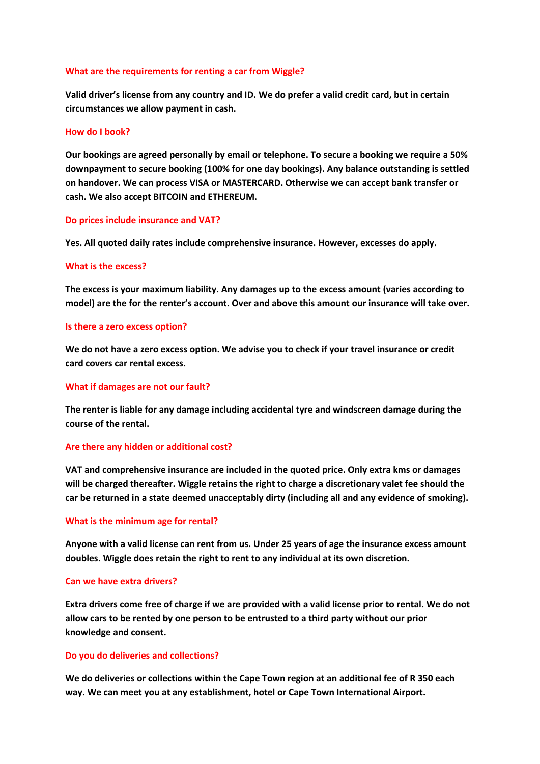## What are the requirements for renting a car from Wiggle?

**Valid driver's license from any country and ID. We do prefer a valid credit card, but in certain circumstances we allow payment in cash.**

## How do I book?

**Our bookings are agreed personally by email or telephone. To secure a booking we require a 50% downpayment to secure booking (100% for one day bookings). Any balance outstanding is settled on handover. We can process VISA or MASTERCARD. Otherwise we can accept bank transfer or cash. We also accept BITCOIN and ETHEREUM.**

## Do prices include insurance and VAT?

**Yes. All quoted daily rates include comprehensive insurance. However, excesses do apply.**

## What is the excess?

**The excess is your maximum liability. Any damages up to the excess amount (varies according to model) are the for the renter's account. Over and above this amount our insurance will take over.**

## Is there a zero excess option?

**We do not have a zero excess option. We advise you to check if your travel insurance or credit card covers car rental excess.**

## What if damages are not our fault?

**The renter is liable for any damage including accidental tyre and windscreen damage during the course of the rental.**

## Are there any hidden or additional cost?

**VAT and comprehensive insurance are included in the quoted price. Only extra kms or damages will be charged thereafter. Wiggle retains the right to charge a discretionary valet fee should the car be returned in a state deemed unacceptably dirty (including all and any evidence of smoking).**

## What is the minimum age for rental?

**Anyone with a valid license can rent from us. Under 25 years of age the insurance excess amount doubles. Wiggle does retain the right to rent to any individual at its own discretion.**

## Can we have extra drivers?

**Extra drivers come free of charge if we are provided with a valid license prior to rental. We do not allow cars to be rented by one person to be entrusted to a third party without our prior knowledge and consent.**

## Do you do deliveries and collections?

**We do deliveries or collections within the Cape Town region at an additional fee of R 350 each way. We can meet you at any establishment, hotel or Cape Town International Airport.**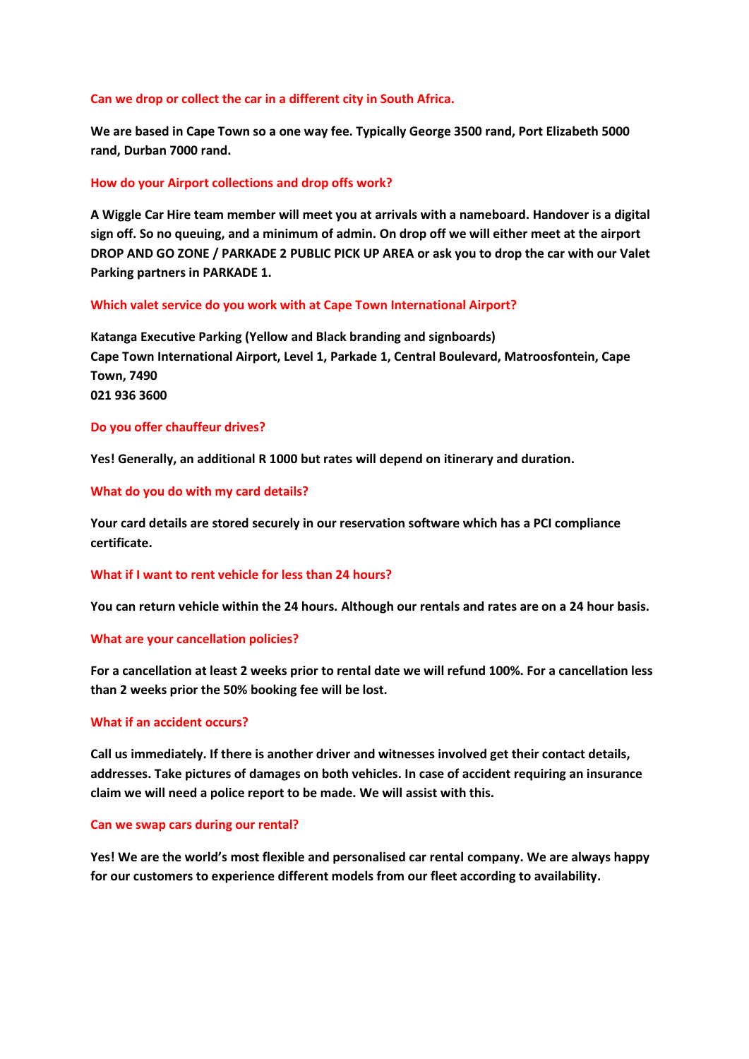### Can we drop or collect the car in a different city in South Africa.

**We are based in Cape Town so a one way fee. Typically George 3500 rand, Port Elizabeth 5000 rand, Durban 7000 rand.**

### How do your Airport collections and drop offs work?

**A Wiggle Car Hire team member will meet you at arrivals with a nameboard. Handover is a digital sign off. So no queuing, and a minimum of admin. On drop off we will either meet at the airport DROP AND GO ZONE / PARKADE 2 PUBLIC PICK UP AREA or ask you to drop the car with our Valet Parking partners in PARKADE 1.**

### Which valet service do you work with at Cape Town International Airport?

**Katanga Executive Parking (Yellow and Black branding and signboards)**
**Cape Town International Airport, Level 1, Parkade 1, Central Boulevard, Matroosfontein, Cape Town, 7490**
**021 936 3600**

### Do you offer chauffeur drives?

**Yes! Generally, an additional R 1000 but rates will depend on itinerary and duration.**

### What do you do with my card details?

**Your card details are stored securely in our reservation software which has a PCI compliance certificate.**

### What if I want to rent vehicle for less than 24 hours?

**You can return vehicle within the 24 hours. Although our rentals and rates are on a 24 hour basis.**

### What are your cancellation policies?

**For a cancellation at least 2 weeks prior to rental date we will refund 100%. For a cancellation less than 2 weeks prior the 50% booking fee will be lost.**

### What if an accident occurs?

**Call us immediately. If there is another driver and witnesses involved get their contact details, addresses. Take pictures of damages on both vehicles. In case of accident requiring an insurance claim we will need a police report to be made. We will assist with this.**

### Can we swap cars during our rental?

**Yes! We are the world's most flexible and personalised car rental company. We are always happy for our customers to experience different models from our fleet according to availability.**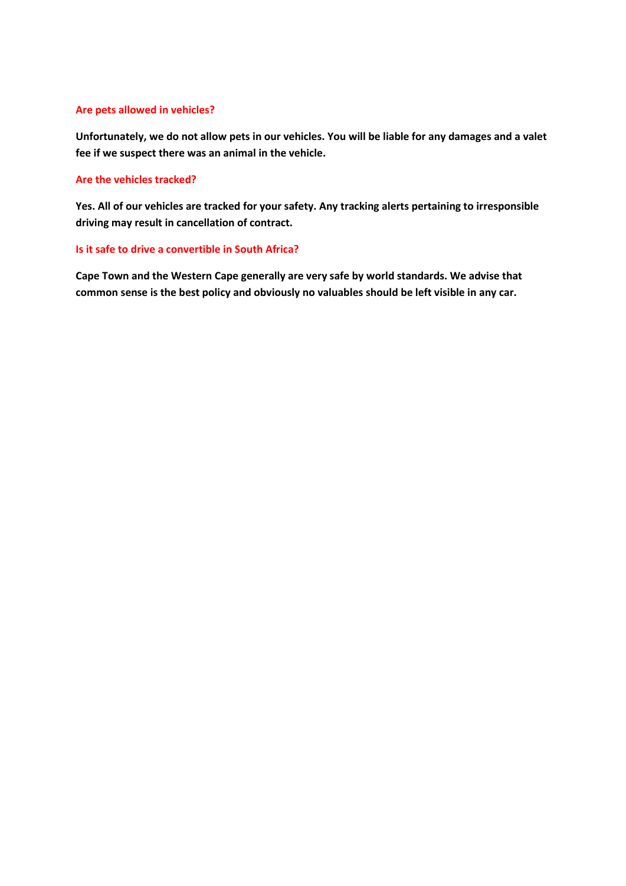**Are pets allowed in vehicles?**

**Unfortunately, we do not allow pets in our vehicles. You will be liable for any damages and a valet fee if we suspect there was an animal in the vehicle.**

**Are the vehicles tracked?**

**Yes. All of our vehicles are tracked for your safety. Any tracking alerts pertaining to irresponsible driving may result in cancellation of contract.**

**Is it safe to drive a convertible in South Africa?**

**Cape Town and the Western Cape generally are very safe by world standards. We advise that common sense is the best policy and obviously no valuables should be left visible in any car.**